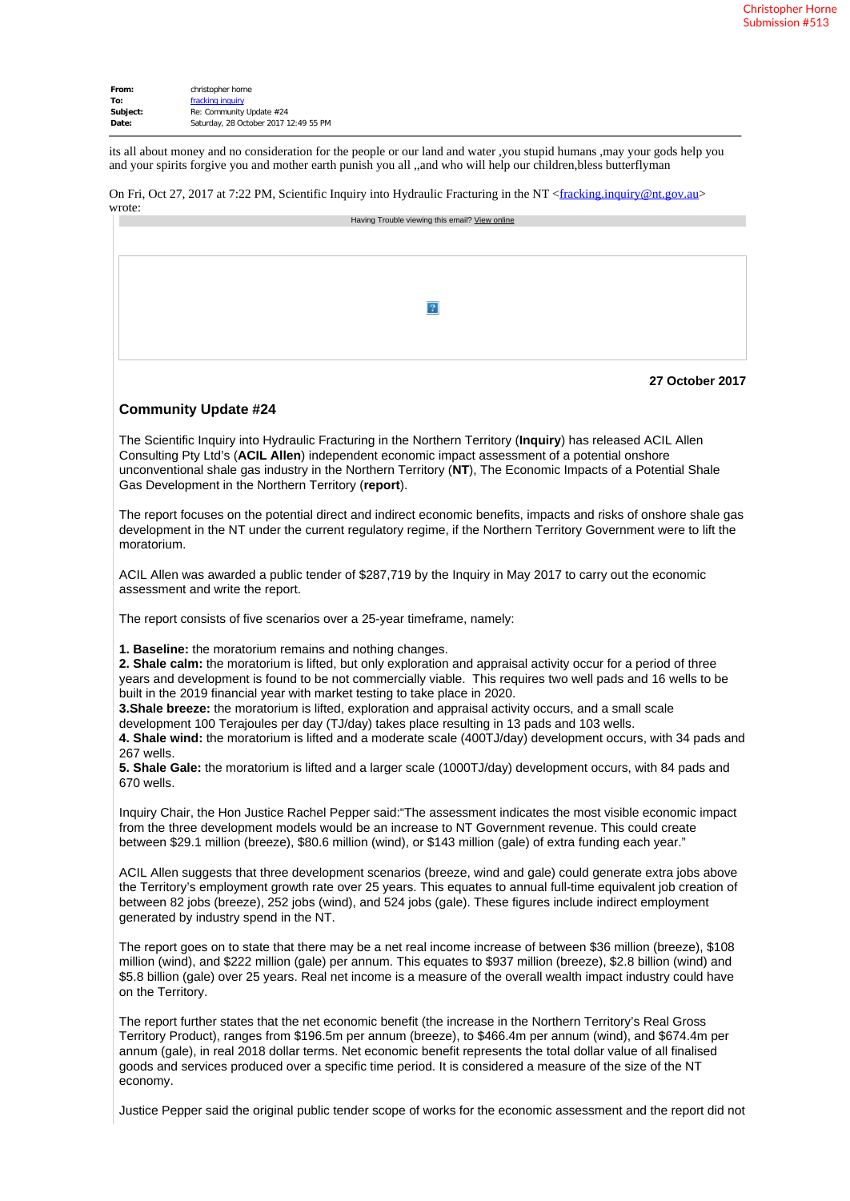Christopher Horne
Submission #513

**From:** christopher horne
**To:** fracking inquiry
**Subject:** Re: Community Update #24
**Date:** Saturday, 28 October 2017 12:49 55 PM

its all about money and no consideration for the people or our land and water ,you stupid humans ,may your gods help you and your spirits forgive you and mother earth punish you all ,,and who will help our children,bless butterflyman

On Fri, Oct 27, 2017 at 7:22 PM, Scientific Inquiry into Hydraulic Fracturing in the NT <fracking.inquiry@nt.gov.au> wrote:

Having Trouble viewing this email? View online

**27 October 2017**

## Community Update #24

The Scientific Inquiry into Hydraulic Fracturing in the Northern Territory (**Inquiry**) has released ACIL Allen Consulting Pty Ltd's (**ACIL Allen**) independent economic impact assessment of a potential onshore unconventional shale gas industry in the Northern Territory (**NT**), The Economic Impacts of a Potential Shale Gas Development in the Northern Territory (**report**).

The report focuses on the potential direct and indirect economic benefits, impacts and risks of onshore shale gas development in the NT under the current regulatory regime, if the Northern Territory Government were to lift the moratorium.

ACIL Allen was awarded a public tender of $287,719 by the Inquiry in May 2017 to carry out the economic assessment and write the report.

The report consists of five scenarios over a 25-year timeframe, namely:

**1. Baseline:** the moratorium remains and nothing changes.
**2. Shale calm:** the moratorium is lifted, but only exploration and appraisal activity occur for a period of three years and development is found to be not commercially viable. This requires two well pads and 16 wells to be built in the 2019 financial year with market testing to take place in 2020.
**3.Shale breeze:** the moratorium is lifted, exploration and appraisal activity occurs, and a small scale development 100 Terajoules per day (TJ/day) takes place resulting in 13 pads and 103 wells.
**4. Shale wind:** the moratorium is lifted and a moderate scale (400TJ/day) development occurs, with 34 pads and 267 wells.
**5. Shale Gale:** the moratorium is lifted and a larger scale (1000TJ/day) development occurs, with 84 pads and 670 wells.

Inquiry Chair, the Hon Justice Rachel Pepper said:"The assessment indicates the most visible economic impact from the three development models would be an increase to NT Government revenue. This could create between $29.1 million (breeze), $80.6 million (wind), or $143 million (gale) of extra funding each year."

ACIL Allen suggests that three development scenarios (breeze, wind and gale) could generate extra jobs above the Territory's employment growth rate over 25 years. This equates to annual full-time equivalent job creation of between 82 jobs (breeze), 252 jobs (wind), and 524 jobs (gale). These figures include indirect employment generated by industry spend in the NT.

The report goes on to state that there may be a net real income increase of between $36 million (breeze), $108 million (wind), and $222 million (gale) per annum. This equates to $937 million (breeze), $2.8 billion (wind) and $5.8 billion (gale) over 25 years. Real net income is a measure of the overall wealth impact industry could have on the Territory.

The report further states that the net economic benefit (the increase in the Northern Territory's Real Gross Territory Product), ranges from $196.5m per annum (breeze), to $466.4m per annum (wind), and $674.4m per annum (gale), in real 2018 dollar terms. Net economic benefit represents the total dollar value of all finalised goods and services produced over a specific time period. It is considered a measure of the size of the NT economy.

Justice Pepper said the original public tender scope of works for the economic assessment and the report did not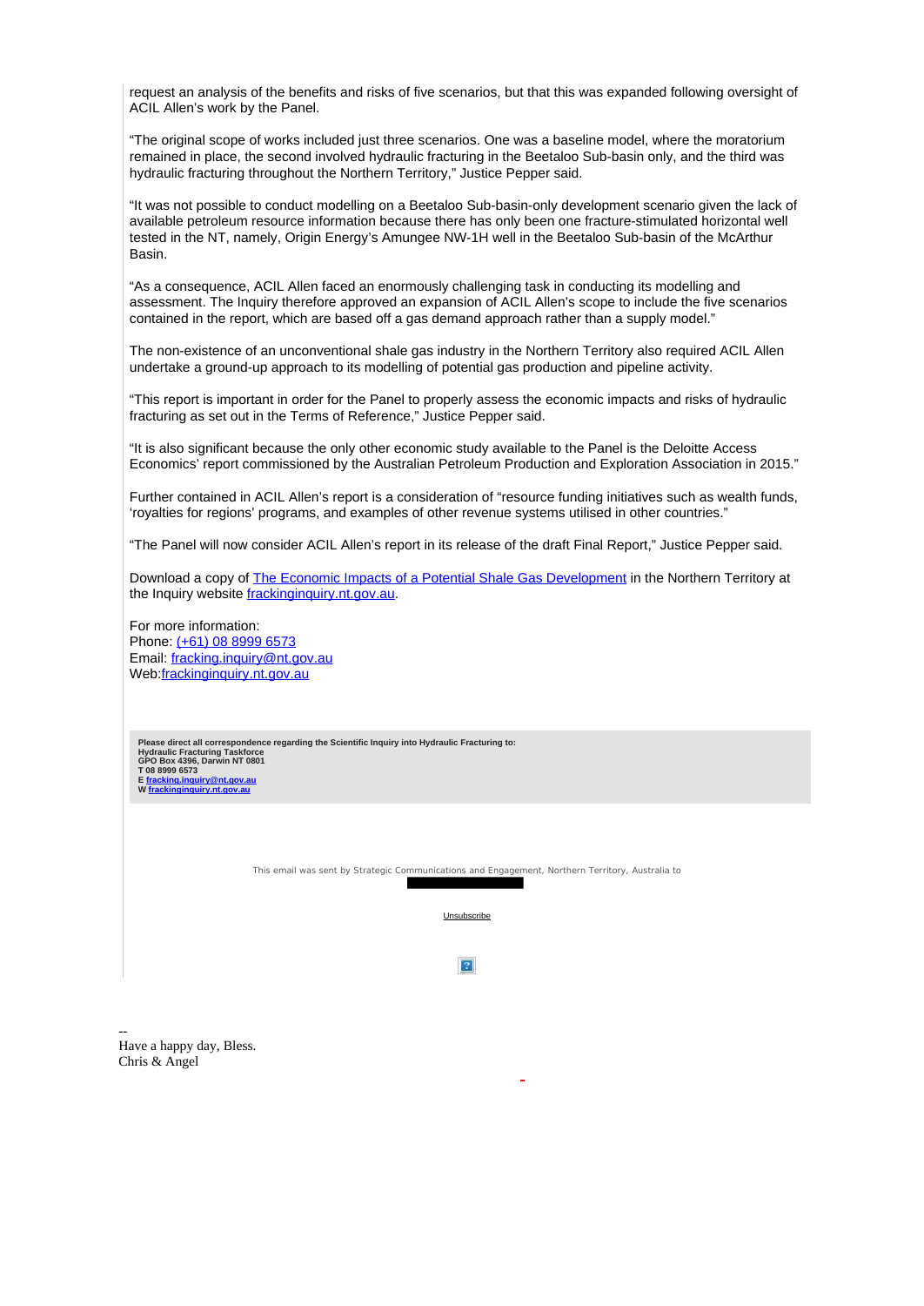request an analysis of the benefits and risks of five scenarios, but that this was expanded following oversight of ACIL Allen's work by the Panel.

"The original scope of works included just three scenarios. One was a baseline model, where the moratorium remained in place, the second involved hydraulic fracturing in the Beetaloo Sub-basin only, and the third was hydraulic fracturing throughout the Northern Territory," Justice Pepper said.

"It was not possible to conduct modelling on a Beetaloo Sub-basin-only development scenario given the lack of available petroleum resource information because there has only been one fracture-stimulated horizontal well tested in the NT, namely, Origin Energy's Amungee NW-1H well in the Beetaloo Sub-basin of the McArthur Basin.

"As a consequence, ACIL Allen faced an enormously challenging task in conducting its modelling and assessment. The Inquiry therefore approved an expansion of ACIL Allen's scope to include the five scenarios contained in the report, which are based off a gas demand approach rather than a supply model."

The non-existence of an unconventional shale gas industry in the Northern Territory also required ACIL Allen undertake a ground-up approach to its modelling of potential gas production and pipeline activity.

"This report is important in order for the Panel to properly assess the economic impacts and risks of hydraulic fracturing as set out in the Terms of Reference," Justice Pepper said.

"It is also significant because the only other economic study available to the Panel is the Deloitte Access Economics' report commissioned by the Australian Petroleum Production and Exploration Association in 2015."

Further contained in ACIL Allen's report is a consideration of "resource funding initiatives such as wealth funds, 'royalties for regions' programs, and examples of other revenue systems utilised in other countries."

"The Panel will now consider ACIL Allen's report in its release of the draft Final Report," Justice Pepper said.

Download a copy of The Economic Impacts of a Potential Shale Gas Development in the Northern Territory at the Inquiry website frackinginquiry.nt.gov.au.

For more information:
Phone: (+61) 08 8999 6573
Email: fracking.inquiry@nt.gov.au
Web:frackinginquiry.nt.gov.au

**Please direct all correspondence regarding the Scientific Inquiry into Hydraulic Fracturing to:**
**Hydraulic Fracturing Taskforce**
**GPO Box 4396, Darwin NT 0801**
**T 08 8999 6573**
**E fracking.inquiry@nt.gov.au**
**W frackinginquiry.nt.gov.au**

This email was sent by Strategic Communications and Engagement, Northern Territory, Australia to

Unsubscribe

--
Have a happy day, Bless.
Chris & Angel